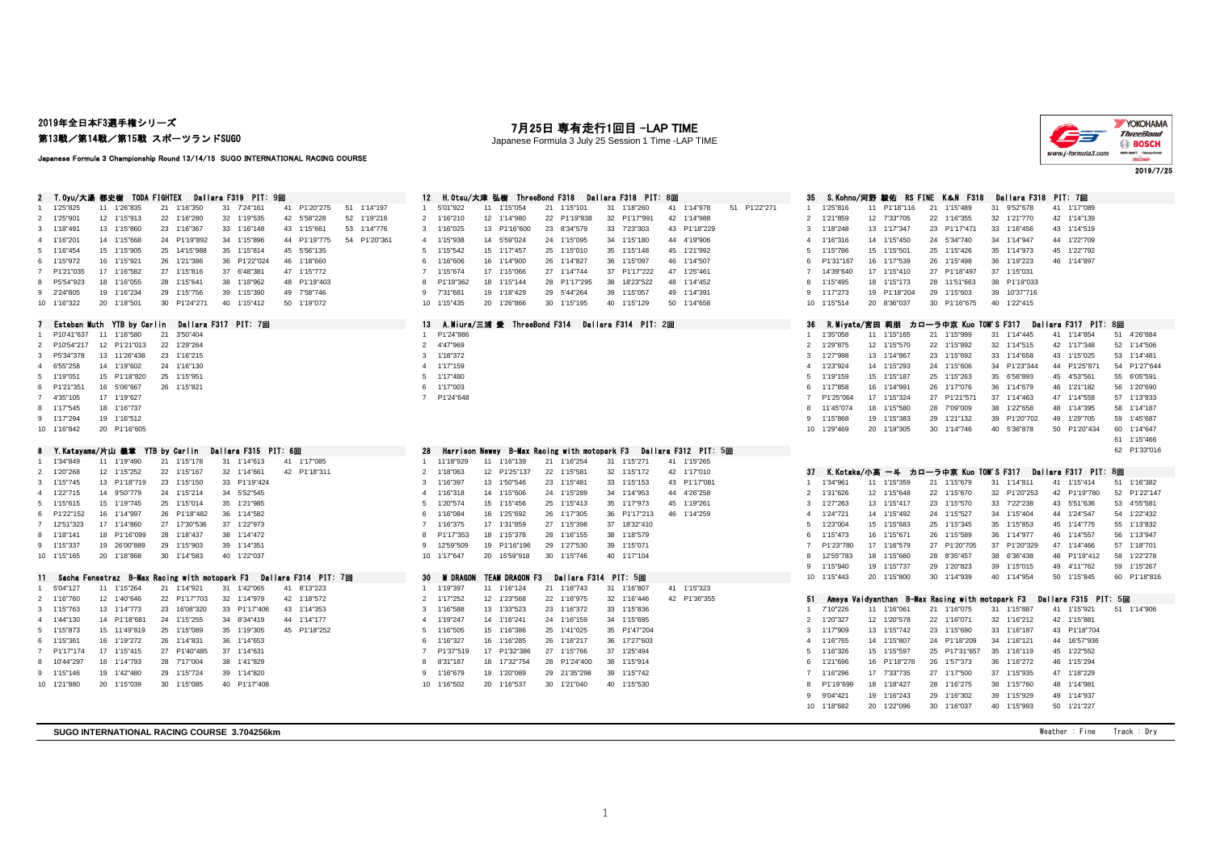# 2019年全日本F3選手権シリーズ

## 第13戦／第14戦／第15戦 スポーツランドSUGO

Japanese Formula 3 Championship Round 13/14/15 SUGO INTERNATIONAL RACING COURSE

## 7月25日 専有走行1回目 -LAP TIME

Japanese Formula 3 July 25 Session 1 Time -LAP TIME

2019/7/25

### 2 T.Oyu/大湯 都史樹 TODA FIGHTEX Dallara F319 PIT: 9回

| | | | | | | | | | | | |
|---|---|---|---|---|---|---|---|---|---|---|---|
| 1 | 1'25"825 | 11 | 1'26"835 | 21 | 1'16"350 | 31 | 7'24"161 | 41 | P1'20"275 | 51 | 1'14"197 |
| 2 | 1'25"901 | 12 | 1'15"913 | 22 | 1'16"280 | 32 | 1'19"535 | 42 | 5'58"228 | 52 | 1'19"216 |
| 3 | 1'18"491 | 13 | 1'15"860 | 23 | 1'16"367 | 33 | 1'16"148 | 43 | 1'15"661 | 53 | 1'14"776 |
| 4 | 1'16"201 | 14 | 1'15"668 | 24 | P1'19"892 | 34 | 1'15"896 | 44 | P1'19"775 | 54 | P1'20"361 |
| 5 | 1'16"454 | 15 | 1'15"905 | 25 | 14'15"988 | 35 | 1'15"814 | 45 | 5'56"135 | | |
| 6 | 1'15"972 | 16 | 1'15"921 | 26 | 1'21"386 | 36 | P1'22"024 | 46 | 1'18"660 | | |
| 7 | P1'21"035 | 17 | 1'16"582 | 27 | 1'15"816 | 37 | 6'48"381 | 47 | 1'15"772 | | |
| 8 | P5'54"923 | 18 | 1'16"055 | 28 | 1'15"641 | 38 | 1'18"962 | 48 | P1'19"403 | | |
| 9 | 2'24"805 | 19 | 1'16"234 | 29 | 1'15"756 | 39 | 1'15"390 | 49 | 7'58"746 | | |
| 10 | 1'16"322 | 20 | 1'18"501 | 30 | P1'24"271 | 40 | 1'15"412 | 50 | 1'19"072 | | |

### 7 Esteban Muth YTB by Carlin Dallara F317 PIT: 7回

| | | | | | |
|---|---|---|---|---|---|
| 1 | P10'41"637 | 11 | 1'16"580 | 21 | 3'50"404 |
| 2 | P10'54"217 | 12 | P1'21"013 | 22 | 1'29"264 |
| 3 | P5'34"378 | 13 | 11'26"438 | 23 | 1'16"215 |
| 4 | 6'55"258 | 14 | 1'19"602 | 24 | 1'16"130 |
| 5 | 1'19"051 | 15 | P1'18"820 | 25 | 1'15"951 |
| 6 | P1'21"351 | 16 | 5'06"667 | 26 | 1'15"821 |
| 7 | 4'35"105 | 17 | 1'19"627 | | |
| 8 | 1'17"545 | 18 | 1'16"737 | | |
| 9 | 1'17"294 | 19 | 1'16"512 | | |
| 10 | 1'16"842 | 20 | P1'16"605 | | |

### 8 Y.Katayama/片山 義章 YTB by Carlin Dallara F315 PIT: 6回

| | | | | | | | | | |
|---|---|---|---|---|---|---|---|---|---|
| 1 | 1'34"849 | 11 | 1'19"490 | 21 | 1'15"178 | 31 | 1'14"613 | 41 | 1'17"085 |
| 2 | 1'20"268 | 12 | 1'15"252 | 22 | 1'15"167 | 32 | 1'14"661 | 42 | P1'18"311 |
| 3 | 1'15"745 | 13 | P1'18"719 | 23 | 1'15"150 | 33 | P1'19"424 | | |
| 4 | 1'22"715 | 14 | 9'50"779 | 24 | 1'15"214 | 34 | 5'52"545 | | |
| 5 | 1'15"615 | 15 | 1'19"745 | 25 | 1'15"014 | 35 | 1'21"985 | | |
| 6 | P1'22"152 | 16 | 1'14"997 | 26 | P1'18"482 | 36 | 1'14"582 | | |
| 7 | 12'51"323 | 17 | 1'14"860 | 27 | 17'30"536 | 37 | 1'22"973 | | |
| 8 | 1'18"141 | 18 | P1'16"099 | 28 | 1'18"437 | 38 | 1'14"472 | | |
| 9 | 1'15"337 | 19 | 26'00"889 | 29 | 1'15"903 | 39 | 1'14"351 | | |
| 10 | 1'15"165 | 20 | 1'18"868 | 30 | 1'14"583 | 40 | 1'22"037 | | |

### 11 Sacha Fenestraz B-Max Racing with motopark F3 Dallara F314 PIT: 7回

| | | | | | | | | | |
|---|---|---|---|---|---|---|---|---|---|
| 1 | 5'04"127 | 11 | 1'15"264 | 21 | 1'14"921 | 31 | 1'42"065 | 41 | 8'13"223 |
| 2 | 1'16"760 | 12 | 1'40"646 | 22 | P1'17"703 | 32 | 1'14"979 | 42 | 1'18"572 |
| 3 | 1'15"763 | 13 | 1'14"773 | 23 | 16'08"320 | 33 | P1'17"406 | 43 | 1'14"353 |
| 4 | 1'44"130 | 14 | P1'18"681 | 24 | 1'15"255 | 34 | 8'34"419 | 44 | 1'14"177 |
| 5 | 1'15"873 | 15 | 11'49"819 | 25 | 1'15"089 | 35 | 1'19"305 | 45 | P1'18"252 |
| 6 | 1'15"361 | 16 | 1'19"272 | 26 | 1'14"831 | 36 | 1'14"653 | | |
| 7 | P1'17"174 | 17 | 1'15"415 | 27 | P1'40"485 | 37 | 1'14"631 | | |
| 8 | 10'44"297 | 18 | 1'14"793 | 28 | 7'17"004 | 38 | 1'41"829 | | |
| 9 | 1'15"146 | 19 | 1'42"480 | 29 | 1'15"724 | 39 | 1'14"820 | | |
| 10 | 1'21"880 | 20 | 1'15"039 | 30 | 1'15"085 | 40 | P1'17"408 | | |

### 12 H.Otsu/大津 弘樹 ThreeBond F318 Dallara F318 PIT: 8回

| | | | | | | | | | | | |
|---|---|---|---|---|---|---|---|---|---|---|---|
| 1 | 5'01"922 | 11 | 1'15"054 | 21 | 1'15"101 | 31 | 1'18"260 | 41 | 1'14"978 | 51 | P1'22"271 |
| 2 | 1'16"210 | 12 | 1'14"980 | 22 | P1'19"838 | 32 | P1'17"991 | 42 | 1'14"988 | | |
| 3 | 1'16"025 | 13 | P1'16"600 | 23 | 8'34"579 | 33 | 7'23"303 | 43 | P1'18"229 | | |
| 4 | 1'15"938 | 14 | 5'59"024 | 24 | 1'15"095 | 34 | 1'15"180 | 44 | 4'19"906 | | |
| 5 | 1'15"542 | 15 | 1'17"457 | 25 | 1'15"010 | 35 | 1'15"148 | 45 | 1'21"992 | | |
| 6 | 1'16"606 | 16 | 1'14"900 | 26 | 1'14"827 | 36 | 1'15"097 | 46 | 1'14"507 | | |
| 7 | 1'15"674 | 17 | 1'15"066 | 27 | 1'14"744 | 37 | P1'17"222 | 47 | 1'25"461 | | |
| 8 | P1'19"362 | 18 | 1'15"144 | 28 | P1'17"295 | 38 | 18'23"522 | 48 | 1'14"452 | | |
| 9 | 7'31"681 | 19 | 1'18"429 | 29 | 5'44"264 | 39 | 1'15"057 | 49 | 1'14"391 | | |
| 10 | 1'15"435 | 20 | 1'26"866 | 30 | 1'15"195 | 40 | 1'15"129 | 50 | 1'14"658 | | |

### 13 A.Miura/三浦 愛 ThreeBond F314 Dallara F314 PIT: 2回

| | |
|---|---|
| 1 | P1'24"886 |
| 2 | 4'47"969 |
| 3 | 1'18"372 |
| 4 | 1'17"159 |
| 5 | 1'17"480 |
| 6 | 1'17"003 |
| 7 | P1'24"648 |

### 28 Harrison Newey B-Max Racing with motopark F3 Dallara F312 PIT: 5回

| | | | | | | | | | |
|---|---|---|---|---|---|---|---|---|---|
| 1 | 11'18"929 | 11 | 1'16"139 | 21 | 1'16"254 | 31 | 1'15"271 | 41 | 1'15"265 |
| 2 | 1'18"063 | 12 | P1'25"137 | 22 | 1'15"581 | 32 | 1'15"172 | 42 | 1'17"010 |
| 3 | 1'16"397 | 13 | 1'50"546 | 23 | 1'15"481 | 33 | 1'15"153 | 43 | P1'17"081 |
| 4 | 1'16"318 | 14 | 1'15"606 | 24 | 1'15"289 | 34 | 1'14"953 | 44 | 4'26"258 |
| 5 | 1'20"574 | 15 | 1'15"456 | 25 | 1'15"413 | 35 | 1'17"973 | 45 | 1'19"261 |
| 6 | 1'16"084 | 16 | 1'25"692 | 26 | 1'17"305 | 36 | P1'17"213 | 46 | 1'14"259 |
| 7 | 1'16"375 | 17 | 1'31"859 | 27 | 1'15"398 | 37 | 18'32"410 | | |
| 8 | P1'17"353 | 18 | 1'15"378 | 28 | 1'16"155 | 38 | 1'18"579 | | |
| 9 | 12'59"509 | 19 | P1'16"196 | 29 | 1'27"530 | 39 | 1'15"071 | | |
| 10 | 1'17"647 | 20 | 15'59"918 | 30 | 1'15"746 | 40 | 1'17"104 | | |

### 30 M DRAGON TEAM DRAGON F3 Dallara F314 PIT: 5回

| | | | | | | | | | |
|---|---|---|---|---|---|---|---|---|---|
| 1 | 1'19"397 | 11 | 1'16"124 | 21 | 1'16"743 | 31 | 1'16"807 | 41 | 1'15"323 |
| 2 | 1'17"252 | 12 | 1'23"568 | 22 | 1'16"975 | 32 | 1'16"446 | 42 | P1'36"355 |
| 3 | 1'16"588 | 13 | 1'33"523 | 23 | 1'16"372 | 33 | 1'15"836 | | |
| 4 | 1'19"247 | 14 | 1'16"241 | 24 | 1'16"159 | 34 | 1'15"695 | | |
| 5 | 1'16"505 | 15 | 1'16"386 | 25 | 1'41"025 | 35 | P1'47"204 | | |
| 6 | 1'16"327 | 16 | 1'16"285 | 26 | 1'16"217 | 36 | 17'27"603 | | |
| 7 | P1'37"519 | 17 | P1'32"386 | 27 | 1'15"766 | 37 | 1'25"494 | | |
| 8 | 8'31"187 | 18 | 17'32"754 | 28 | P1'24"400 | 38 | 1'15"914 | | |
| 9 | 1'16"679 | 19 | 1'20"089 | 29 | 21'35"298 | 39 | 1'15"742 | | |
| 10 | 1'16"502 | 20 | 1'16"537 | 30 | 1'21"040 | 40 | 1'15"530 | | |

### 35 S.Kohno/河野 駿佑 RS FINE K&N F318 Dallara F318 PIT: 7回

| | | | | | | | | | |
|---|---|---|---|---|---|---|---|---|---|
| 1 | 1'25"816 | 11 | P1'18"116 | 21 | 1'15"489 | 31 | 9'52"678 | 41 | 1'17"089 |
| 2 | 1'21"859 | 12 | 7'33"705 | 22 | 1'16"355 | 32 | 1'21"770 | 42 | 1'14"139 |
| 3 | 1'18"248 | 13 | 1'17"347 | 23 | P1'17"471 | 33 | 1'16"456 | 43 | 1'14"519 |
| 4 | 1'16"316 | 14 | 1'15"450 | 24 | 5'34"740 | 34 | 1'14"947 | 44 | 1'22"709 |
| 5 | 1'15"786 | 15 | 1'15"501 | 25 | 1'15"426 | 35 | 1'14"973 | 45 | 1'22"792 |
| 6 | P1'31"167 | 16 | 1'17"539 | 26 | 1'15"498 | 36 | 1'19"223 | 46 | 1'14"897 |
| 7 | 14'39"640 | 17 | 1'15"410 | 27 | P1'18"497 | 37 | 1'15"031 | | |
| 8 | 1'15"495 | 18 | 1'15"173 | 28 | 11'51"663 | 38 | P1'19"033 | | |
| 9 | 1'17"273 | 19 | P1'18"204 | 29 | 1'15"603 | 39 | 10'37"716 | | |
| 10 | 1'15"514 | 20 | 8'36"037 | 30 | P1'16"675 | 40 | 1'22"415 | | |

### 36 R.Miyata/宮田 莉朋 カローラ中京 Kuo TOM'S F317 Dallara F317 PIT: 8回

| | | | | | | | | | | | | | |
|---|---|---|---|---|---|---|---|---|---|---|---|---|---|
| 1 | 1'35"058 | 11 | 1'15"165 | 21 | 1'15"999 | 31 | 1'14"445 | 41 | 1'14"854 | 51 | 4'26"884 | | |
| 2 | 1'29"875 | 12 | 1'15"570 | 22 | 1'15"892 | 32 | 1'14"515 | 42 | 1'17"348 | 52 | 1'14"506 | | |
| 3 | 1'27"998 | 13 | 1'14"867 | 23 | 1'15"692 | 33 | 1'14"658 | 43 | 1'15"025 | 53 | 1'14"481 | | |
| 4 | 1'23"924 | 14 | 1'15"293 | 24 | 1'15"606 | 34 | P1'23"344 | 44 | P1'25"871 | 54 | P1'27"644 | | |
| 5 | 1'19"159 | 15 | 1'15"187 | 25 | 1'15"263 | 35 | 6'56"893 | 45 | 4'53"561 | 55 | 6'05"591 | | |
| 6 | 1'17"858 | 16 | 1'14"991 | 26 | 1'17"076 | 36 | 1'14"679 | 46 | 1'21"182 | 56 | 1'20"690 | | |
| 7 | P1'25"064 | 17 | 1'15"324 | 27 | P1'21"571 | 37 | 1'14"463 | 47 | 1'14"558 | 57 | 1'13"833 | | |
| 8 | 11'45"074 | 18 | 1'15"580 | 28 | 7'09"009 | 38 | 1'22"658 | 48 | 1'14"395 | 58 | 1'14"187 | | |
| 9 | 1'15"868 | 19 | 1'15"383 | 29 | 1'21"132 | 39 | P1'20"702 | 49 | 1'29"705 | 59 | 1'45"687 | | |
| 10 | 1'29"469 | 20 | 1'19"305 | 30 | 1'14"746 | 40 | 5'36"878 | 50 | P1'20"434 | 60 | 1'14"647 | | |
| | | | | | | | | | | 61 | 1'15"466 | | |
| | | | | | | | | | | 62 | P1'33"016 | | |

### 37 K.Kotaka/小高 一斗 カローラ中京 Kuo TOM'S F317 Dallara F317 PIT: 8回

| | | | | | | | | | | | |
|---|---|---|---|---|---|---|---|---|---|---|---|
| 1 | 1'34"961 | 11 | 1'15"359 | 21 | 1'15"679 | 31 | 1'14"811 | 41 | 1'15"414 | 51 | 1'16"382 |
| 2 | 1'31"626 | 12 | 1'15"648 | 22 | 1'15"670 | 32 | P1'20"253 | 42 | P1'19"780 | 52 | P1'22"147 |
| 3 | 1'27"263 | 13 | 1'15"417 | 23 | 1'15"570 | 33 | 7'22"238 | 43 | 5'51"636 | 53 | 4'55"581 |
| 4 | 1'24"721 | 14 | 1'15"492 | 24 | 1'15"527 | 34 | 1'15"404 | 44 | 1'24"547 | 54 | 1'22"432 |
| 5 | 1'23"004 | 15 | 1'15"683 | 25 | 1'15"345 | 35 | 1'15"853 | 45 | 1'14"775 | 55 | 1'13"832 |
| 6 | 1'15"473 | 16 | 1'15"671 | 26 | 1'15"589 | 36 | 1'14"977 | 46 | 1'14"557 | 56 | 1'13"947 |
| 7 | P1'23"780 | 17 | 1'16"579 | 27 | P1'20"705 | 37 | P1'20"329 | 47 | 1'14"466 | 57 | 1'18"701 |
| 8 | 12'55"783 | 18 | 1'15"660 | 28 | 8'35"457 | 38 | 6'36"438 | 48 | P1'19"412 | 58 | 1'22"278 |
| 9 | 1'15"940 | 19 | 1'15"737 | 29 | 1'20"823 | 39 | 1'15"015 | 49 | 4'11"762 | 59 | 1'15"267 |
| 10 | 1'15"443 | 20 | 1'15"800 | 30 | 1'14"939 | 40 | 1'14"954 | 50 | 1'15"845 | 60 | P1'18"816 |

### 51 Ameya Vaidyanthan B-Max Racing with motopark F3 Dallara F315 PIT: 5回

| | | | | | | | | | | | |
|---|---|---|---|---|---|---|---|---|---|---|---|
| 1 | 7'10"226 | 11 | 1'16"061 | 21 | 1'16"075 | 31 | 1'15"887 | 41 | 1'15"921 | 51 | 1'14"906 |
| 2 | 1'20"327 | 12 | 1'20"578 | 22 | 1'16"071 | 32 | 1'16"212 | 42 | 1'15"881 | | |
| 3 | 1'17"909 | 13 | 1'15"742 | 23 | 1'15"690 | 33 | 1'16"187 | 43 | P1'18"704 | | |
| 4 | 1'16"765 | 14 | 1'15"807 | 24 | P1'18"209 | 34 | 1'16"121 | 44 | 16'57"936 | | |
| 5 | 1'16"326 | 15 | 1'15"597 | 25 | P17'31"657 | 35 | 1'16"119 | 45 | 1'22"552 | | |
| 6 | 1'21"696 | 16 | P1'18"278 | 26 | 1'57"373 | 36 | 1'16"272 | 46 | 1'15"294 | | |
| 7 | 1'16"296 | 17 | 7'33"735 | 27 | 1'17"500 | 37 | 1'15"935 | 47 | 1'18"229 | | |
| 8 | P1'19"699 | 18 | 1'18"427 | 28 | 1'16"275 | 38 | 1'15"760 | 48 | 1'14"981 | | |
| 9 | 9'04"421 | 19 | 1'16"243 | 29 | 1'16"302 | 39 | 1'15"929 | 49 | 1'14"937 | | |
| 10 | 1'18"682 | 20 | 1'22"096 | 30 | 1'16"037 | 40 | 1'15"993 | 50 | 1'21"227 | | |

SUGO INTERNATIONAL RACING COURSE 3.704256km

Weather : Fine Track : Dry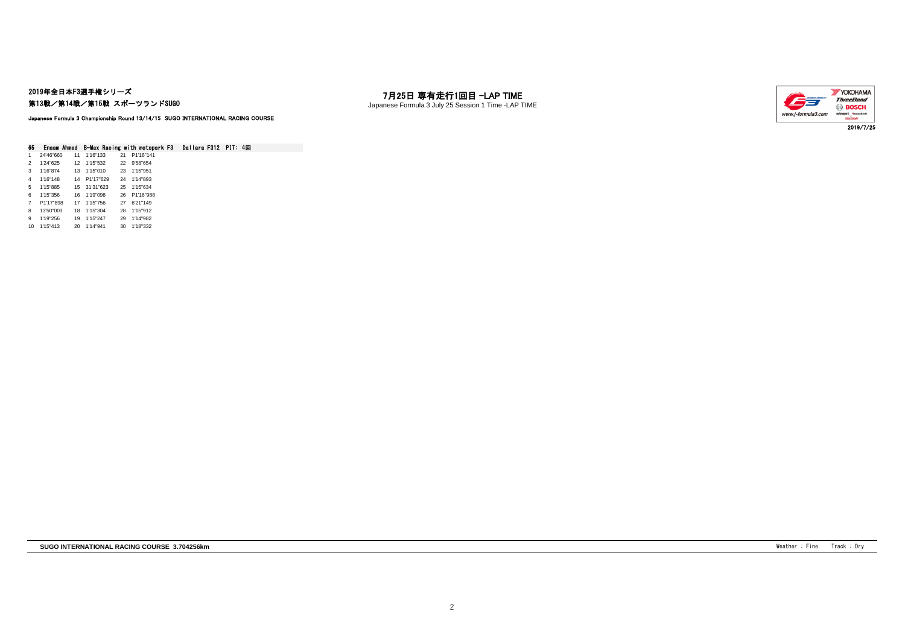2019年全日本F3選手権シリーズ

第13戦／第14戦／第15戦 スポーツランドSUGO

Japanese Formula 3 Championship Round 13/14/15 SUGO INTERNATIONAL RACING COURSE

# 7月25日 専有走行1回目 -LAP TIME

Japanese Formula 3 July 25 Session 1 Time -LAP TIME

2019/7/25

**65 Enaam Ahmed B-Max Racing with motopark F3 Dallara F312 PIT: 4回**

| | | | | | |
|---|---|---|---|---|---|
| 1 | 24'46"660 | 11 | 1'16"133 | 21 | P1'16"141 |
| 2 | 1'24"625 | 12 | 1'15"532 | 22 | 9'58"654 |
| 3 | 1'16"874 | 13 | 1'15"010 | 23 | 1'15"951 |
| 4 | 1'16"148 | 14 | P1'17"629 | 24 | 1'14"893 |
| 5 | 1'15"885 | 15 | 31'31"623 | 25 | 1'15"634 |
| 6 | 1'15"356 | 16 | 1'19"098 | 26 | P1'16"988 |
| 7 | P1'17"898 | 17 | 1'15"756 | 27 | 6'21"149 |
| 8 | 13'50"003 | 18 | 1'15"304 | 28 | 1'15"912 |
| 9 | 1'19"256 | 19 | 1'15"247 | 29 | 1'14"982 |
| 10 | 1'15"413 | 20 | 1'14"941 | 30 | 1'18"332 |

**SUGO INTERNATIONAL RACING COURSE 3.704256km**

Weather : Fine Track : Dry